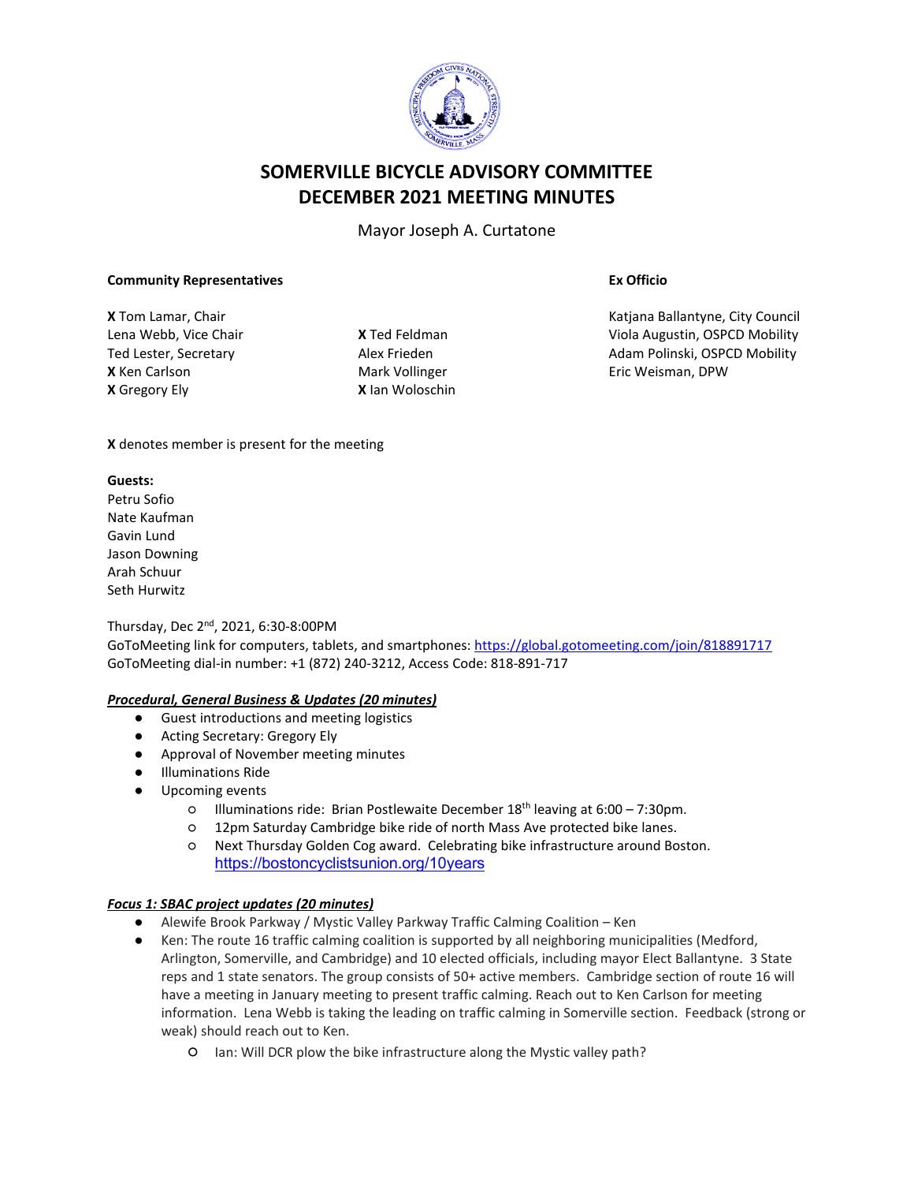# SOMERVILLE BICYCLE ADVISORY COMMITTEE
# DECEMBER 2021 MEETING MINUTES

Mayor Joseph A. Curtatone

**Community Representatives**

**X** Tom Lamar, Chair
Lena Webb, Vice Chair
Ted Lester, Secretary
**X** Ken Carlson
**X** Gregory Ely
**X** Ted Feldman
Alex Frieden
Mark Vollinger
**X** Ian Woloschin

**Ex Officio**

Katjana Ballantyne, City Council
Viola Augustin, OSPCD Mobility
Adam Polinski, OSPCD Mobility
Eric Weisman, DPW

**X** denotes member is present for the meeting

**Guests:**
Petru Sofio
Nate Kaufman
Gavin Lund
Jason Downing
Arah Schuur
Seth Hurwitz

Thursday, Dec 2nd, 2021, 6:30-8:00PM
GoToMeeting link for computers, tablets, and smartphones: https://global.gotomeeting.com/join/818891717
GoToMeeting dial-in number: +1 (872) 240-3212, Access Code: 818-891-717

***Procedural, General Business & Updates (20 minutes)***

- Guest introductions and meeting logistics
- Acting Secretary: Gregory Ely
- Approval of November meeting minutes
- Illuminations Ride
- Upcoming events
  - Illuminations ride: Brian Postlewaite December 18th leaving at 6:00 – 7:30pm.
  - 12pm Saturday Cambridge bike ride of north Mass Ave protected bike lanes.
  - Next Thursday Golden Cog award. Celebrating bike infrastructure around Boston. https://bostoncyclistsunion.org/10years

***Focus 1: SBAC project updates (20 minutes)***

- Alewife Brook Parkway / Mystic Valley Parkway Traffic Calming Coalition – Ken
- Ken: The route 16 traffic calming coalition is supported by all neighboring municipalities (Medford, Arlington, Somerville, and Cambridge) and 10 elected officials, including mayor Elect Ballantyne. 3 State reps and 1 state senators. The group consists of 50+ active members. Cambridge section of route 16 will have a meeting in January meeting to present traffic calming. Reach out to Ken Carlson for meeting information. Lena Webb is taking the leading on traffic calming in Somerville section. Feedback (strong or weak) should reach out to Ken.
  - Ian: Will DCR plow the bike infrastructure along the Mystic valley path?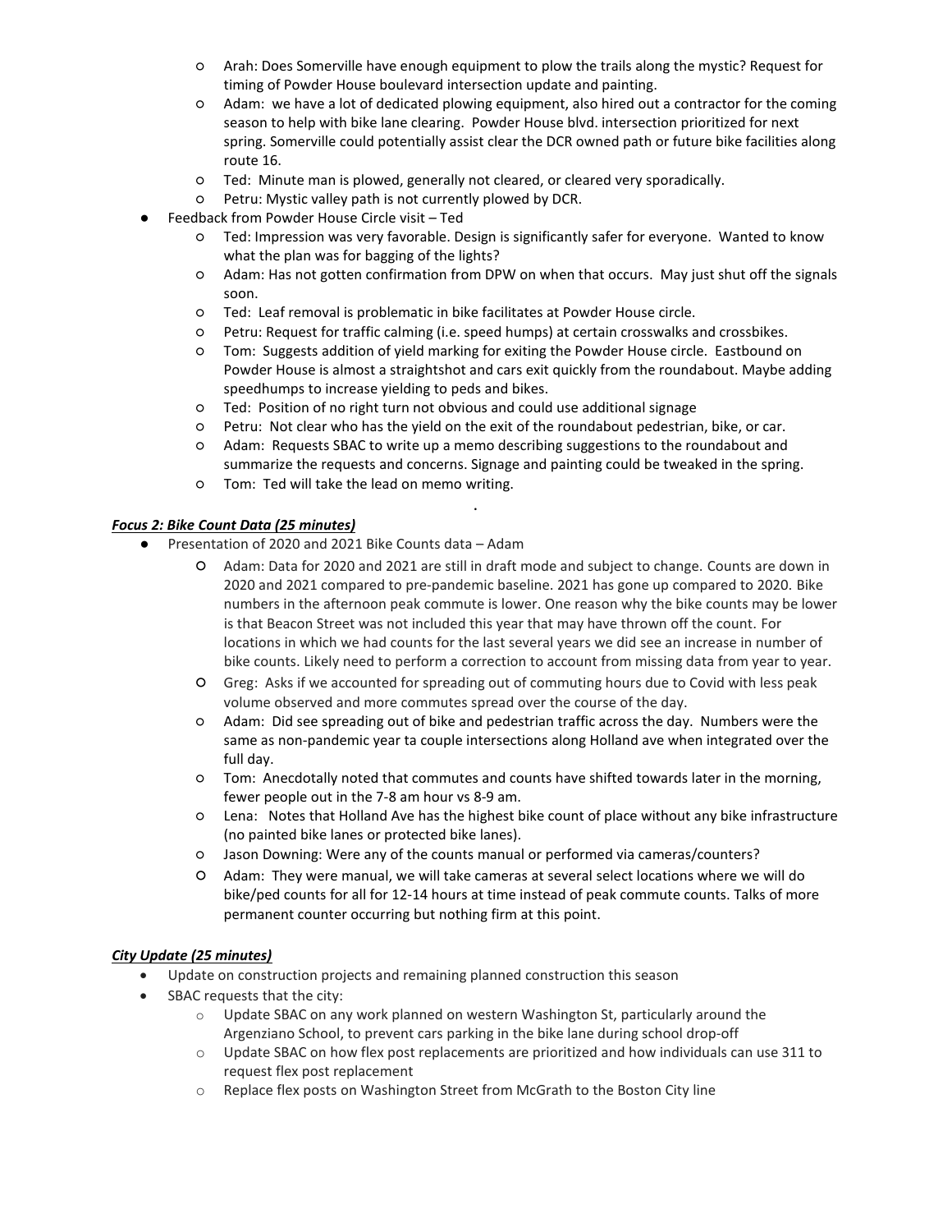- Arah: Does Somerville have enough equipment to plow the trails along the mystic? Request for timing of Powder House boulevard intersection update and painting.
  - Adam: we have a lot of dedicated plowing equipment, also hired out a contractor for the coming season to help with bike lane clearing. Powder House blvd. intersection prioritized for next spring. Somerville could potentially assist clear the DCR owned path or future bike facilities along route 16.
  - Ted: Minute man is plowed, generally not cleared, or cleared very sporadically.
  - Petru: Mystic valley path is not currently plowed by DCR.
- Feedback from Powder House Circle visit – Ted
  - Ted: Impression was very favorable. Design is significantly safer for everyone. Wanted to know what the plan was for bagging of the lights?
  - Adam: Has not gotten confirmation from DPW on when that occurs. May just shut off the signals soon.
  - Ted: Leaf removal is problematic in bike facilitates at Powder House circle.
  - Petru: Request for traffic calming (i.e. speed humps) at certain crosswalks and crossbikes.
  - Tom: Suggests addition of yield marking for exiting the Powder House circle. Eastbound on Powder House is almost a straightshot and cars exit quickly from the roundabout. Maybe adding speedhumps to increase yielding to peds and bikes.
  - Ted: Position of no right turn not obvious and could use additional signage
  - Petru: Not clear who has the yield on the exit of the roundabout pedestrian, bike, or car.
  - Adam: Requests SBAC to write up a memo describing suggestions to the roundabout and summarize the requests and concerns. Signage and painting could be tweaked in the spring.
  - Tom: Ted will take the lead on memo writing.

.

***Focus 2: Bike Count Data (25 minutes)***

- Presentation of 2020 and 2021 Bike Counts data – Adam
  - Adam: Data for 2020 and 2021 are still in draft mode and subject to change. Counts are down in 2020 and 2021 compared to pre-pandemic baseline. 2021 has gone up compared to 2020. Bike numbers in the afternoon peak commute is lower. One reason why the bike counts may be lower is that Beacon Street was not included this year that may have thrown off the count. For locations in which we had counts for the last several years we did see an increase in number of bike counts. Likely need to perform a correction to account from missing data from year to year.
  - Greg: Asks if we accounted for spreading out of commuting hours due to Covid with less peak volume observed and more commutes spread over the course of the day.
  - Adam: Did see spreading out of bike and pedestrian traffic across the day. Numbers were the same as non-pandemic year ta couple intersections along Holland ave when integrated over the full day.
  - Tom: Anecdotally noted that commutes and counts have shifted towards later in the morning, fewer people out in the 7-8 am hour vs 8-9 am.
  - Lena: Notes that Holland Ave has the highest bike count of place without any bike infrastructure (no painted bike lanes or protected bike lanes).
  - Jason Downing: Were any of the counts manual or performed via cameras/counters?
  - Adam: They were manual, we will take cameras at several select locations where we will do bike/ped counts for all for 12-14 hours at time instead of peak commute counts. Talks of more permanent counter occurring but nothing firm at this point.

***City Update (25 minutes)***

- Update on construction projects and remaining planned construction this season
- SBAC requests that the city:
  - Update SBAC on any work planned on western Washington St, particularly around the Argenziano School, to prevent cars parking in the bike lane during school drop-off
  - Update SBAC on how flex post replacements are prioritized and how individuals can use 311 to request flex post replacement
  - Replace flex posts on Washington Street from McGrath to the Boston City line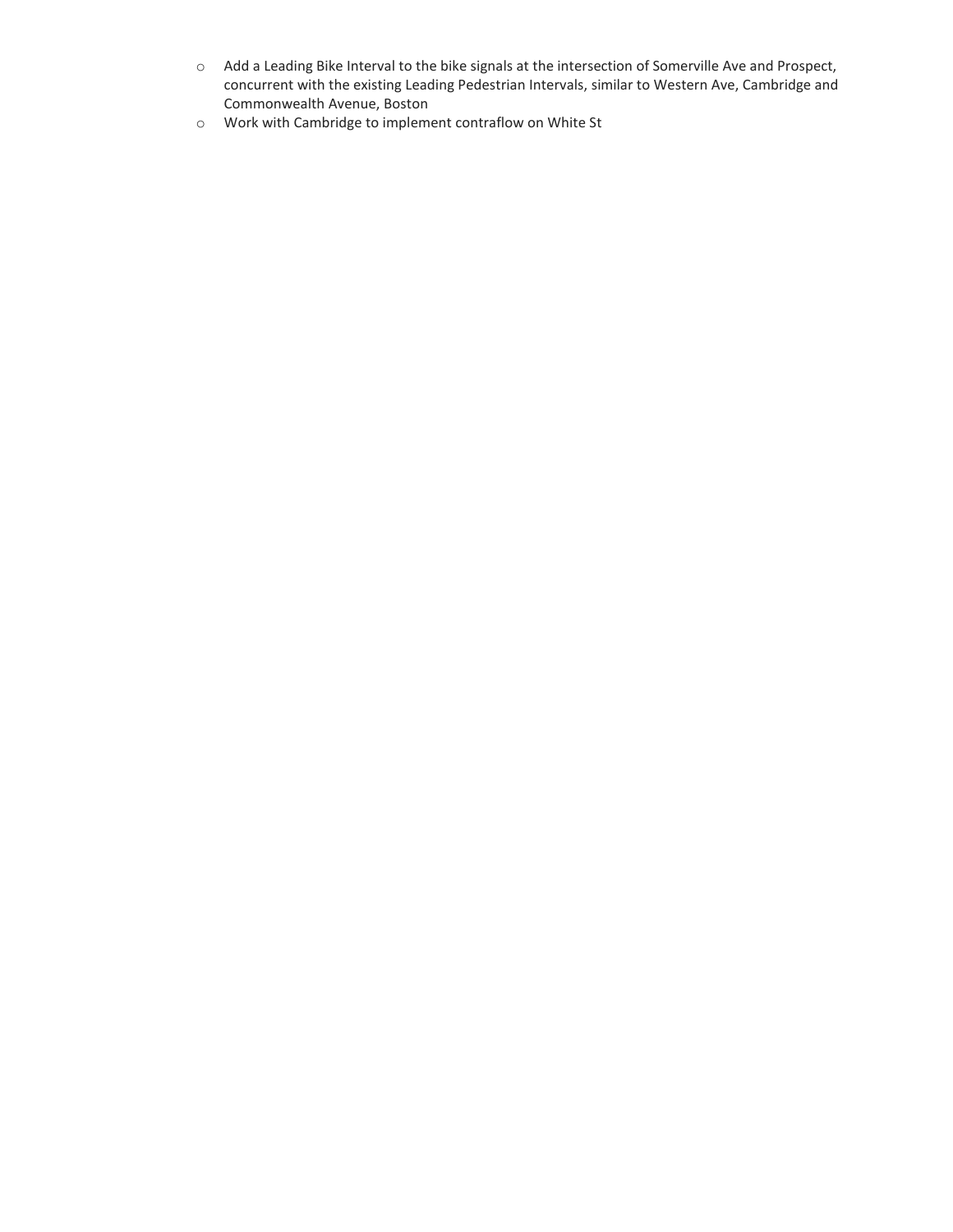- Add a Leading Bike Interval to the bike signals at the intersection of Somerville Ave and Prospect, concurrent with the existing Leading Pedestrian Intervals, similar to Western Ave, Cambridge and Commonwealth Avenue, Boston
- Work with Cambridge to implement contraflow on White St